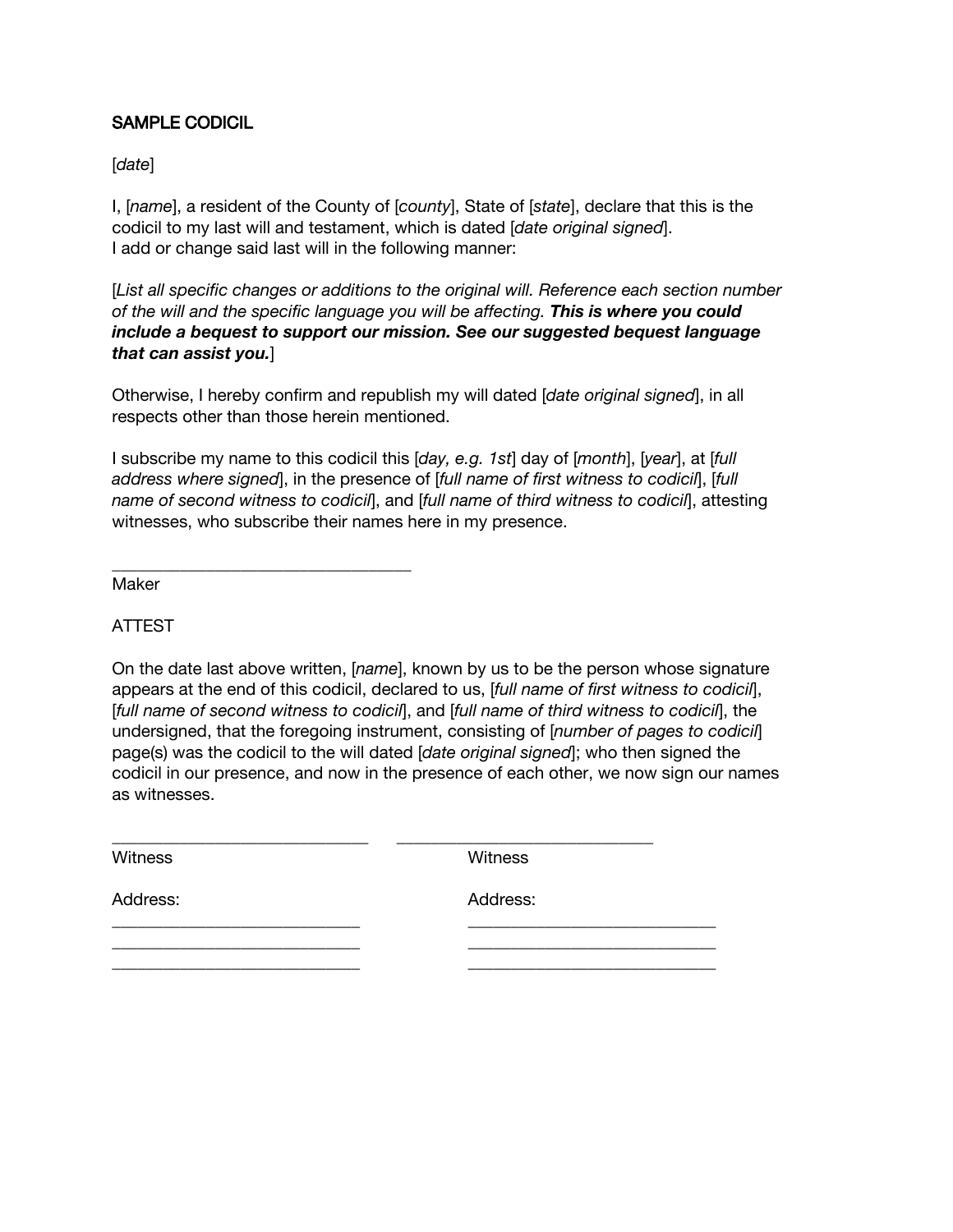# SAMPLE CODICIL

[*date*]

I, [*name*], a resident of the County of [*county*], State of [*state*], declare that this is the codicil to my last will and testament, which is dated [*date original signed*].
I add or change said last will in the following manner:

[*List all specific changes or additions to the original will. Reference each section number of the will and the specific language you will be affecting.* ***This is where you could include a bequest to support our mission. See our suggested bequest language that can assist you.***]

Otherwise, I hereby confirm and republish my will dated [*date original signed*], in all respects other than those herein mentioned.

I subscribe my name to this codicil this [*day, e.g. 1st*] day of [*month*], [*year*], at [*full address where signed*], in the presence of [*full name of first witness to codicil*], [*full name of second witness to codicil*], and [*full name of third witness to codicil*], attesting witnesses, who subscribe their names here in my presence.

\_\_\_\_\_\_\_\_\_\_\_\_\_\_\_\_\_\_\_\_\_\_\_\_\_\_\_\_\_\_\_\_\_\_
Maker

ATTEST

On the date last above written, [*name*], known by us to be the person whose signature appears at the end of this codicil, declared to us, [*full name of first witness to codicil*], [*full name of second witness to codicil*], and [*full name of third witness to codicil*], the undersigned, that the foregoing instrument, consisting of [*number of pages to codicil*] page(s) was the codicil to the will dated [*date original signed*]; who then signed the codicil in our presence, and now in the presence of each other, we now sign our names as witnesses.

| \_\_\_\_\_\_\_\_\_\_\_\_\_\_\_\_\_\_\_\_\_\_\_\_\_\_\_\_\_\_ | \_\_\_\_\_\_\_\_\_\_\_\_\_\_\_\_\_\_\_\_\_\_\_\_\_\_\_\_\_\_ |
|---|---|
| Witness | Witness |
| Address: | Address: |
| \_\_\_\_\_\_\_\_\_\_\_\_\_\_\_\_\_\_\_\_\_\_\_\_\_\_\_\_\_\_ | \_\_\_\_\_\_\_\_\_\_\_\_\_\_\_\_\_\_\_\_\_\_\_\_\_\_\_\_\_\_ |
| \_\_\_\_\_\_\_\_\_\_\_\_\_\_\_\_\_\_\_\_\_\_\_\_\_\_\_\_\_\_ | \_\_\_\_\_\_\_\_\_\_\_\_\_\_\_\_\_\_\_\_\_\_\_\_\_\_\_\_\_\_ |
| \_\_\_\_\_\_\_\_\_\_\_\_\_\_\_\_\_\_\_\_\_\_\_\_\_\_\_\_\_\_ | \_\_\_\_\_\_\_\_\_\_\_\_\_\_\_\_\_\_\_\_\_\_\_\_\_\_\_\_\_\_ |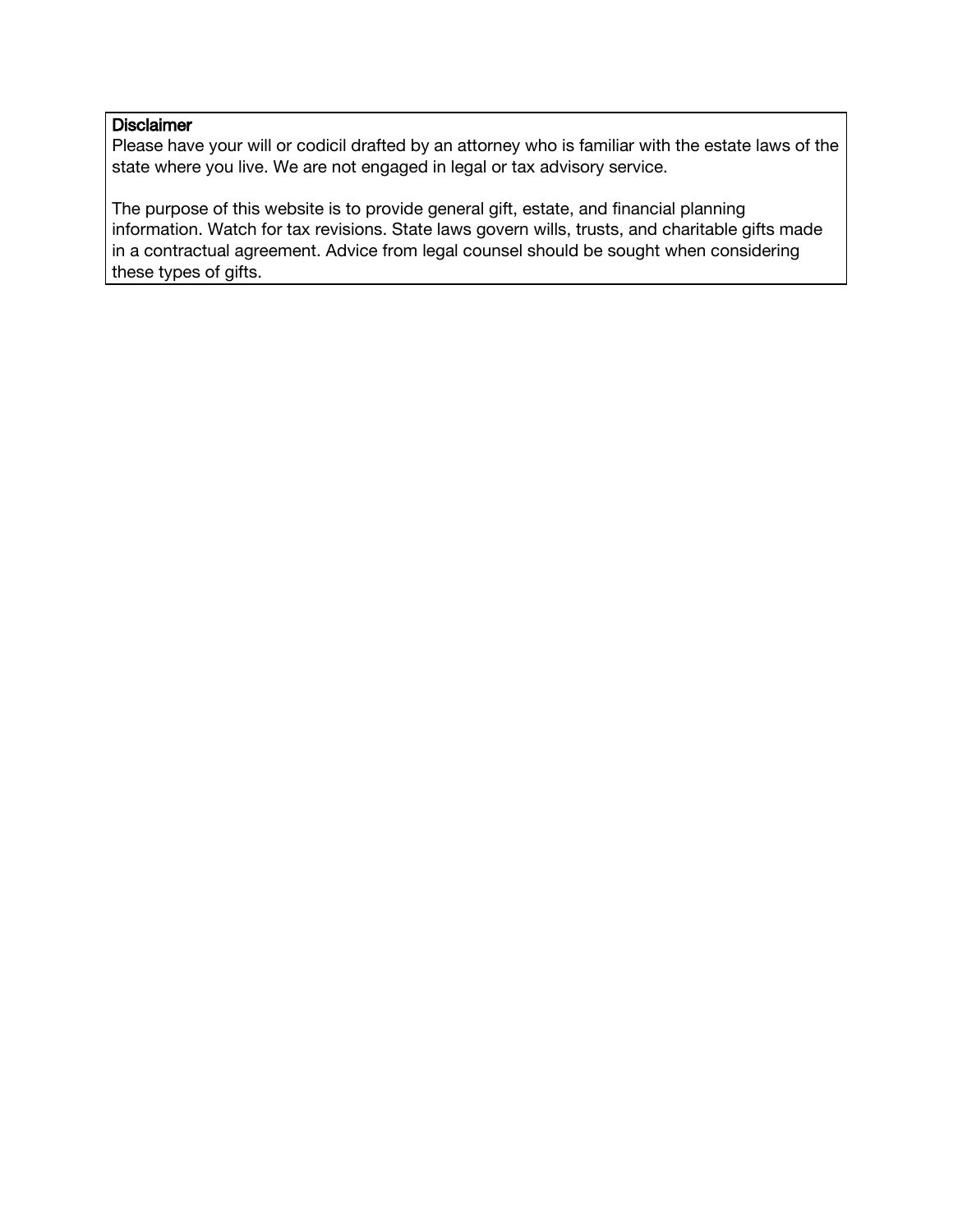**Disclaimer**

Please have your will or codicil drafted by an attorney who is familiar with the estate laws of the state where you live. We are not engaged in legal or tax advisory service.

The purpose of this website is to provide general gift, estate, and financial planning information. Watch for tax revisions. State laws govern wills, trusts, and charitable gifts made in a contractual agreement. Advice from legal counsel should be sought when considering these types of gifts.